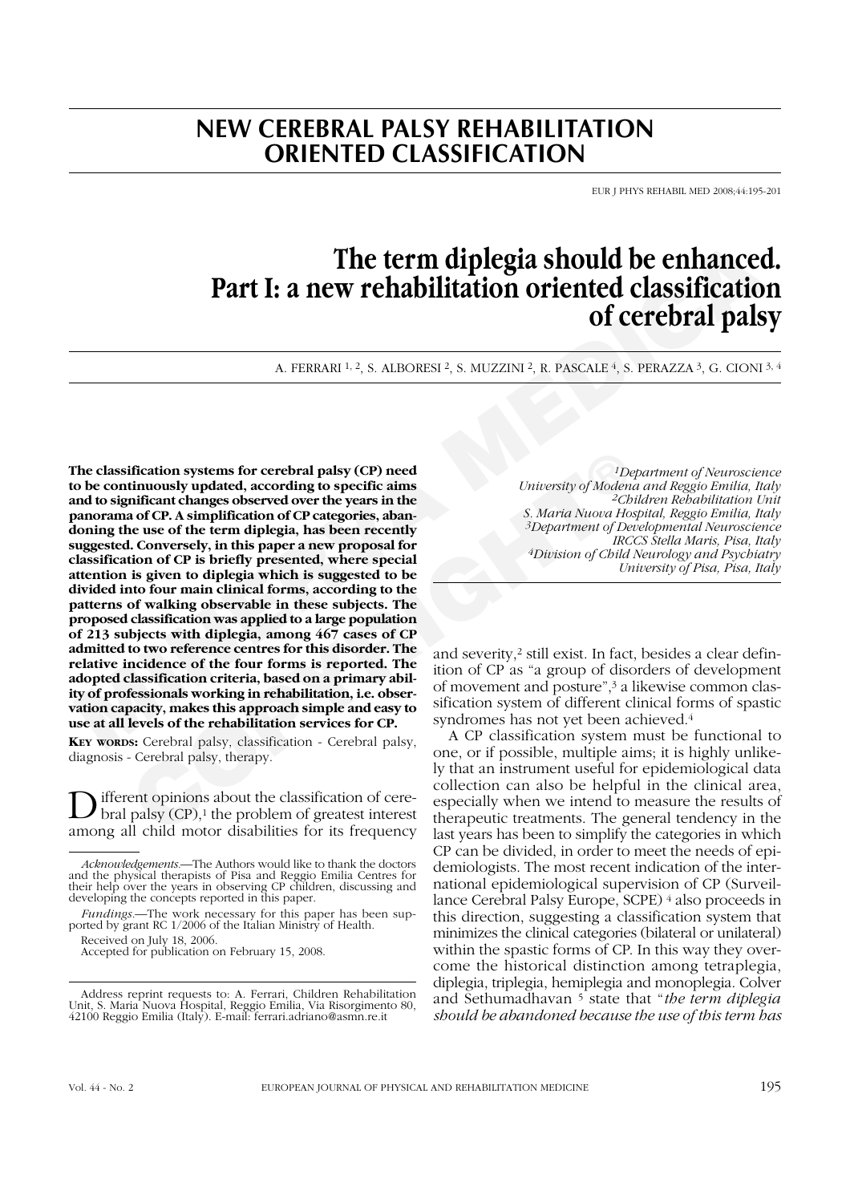# NEW CEREBRAL PALSY REHABILITATION ORIENTED CLASSIFICATION

# The term diplegia should be enhanced. Part I: a new rehabilitation oriented classification of cerebral palsy

A. FERRARI [1, 2], S. ALBORESI [2], S. MUZZINI [2], R. PASCALE [4], S. PERAZZA [3], G. CIONI [3, 4]

*[1]Department of Neuroscience University of Modena and Reggio Emilia, Italy*
*[2]Children Rehabilitation Unit S. Maria Nuova Hospital, Reggio Emilia, Italy*
*[3]Department of Developmental Neuroscience IRCCS Stella Maris, Pisa, Italy*
*[4]Division of Child Neurology and Psychiatry University of Pisa, Pisa, Italy*

**The classification systems for cerebral palsy (CP) need to be continuously updated, according to specific aims and to significant changes observed over the years in the panorama of CP. A simplification of CP categories, abandoning the use of the term diplegia, has been recently suggested. Conversely, in this paper a new proposal for classification of CP is briefly presented, where special attention is given to diplegia which is suggested to be divided into four main clinical forms, according to the patterns of walking observable in these subjects. The proposed classification was applied to a large population of 213 subjects with diplegia, among 467 cases of CP admitted to two reference centres for this disorder. The relative incidence of the four forms is reported. The adopted classification criteria, based on a primary ability of professionals working in rehabilitation, i.e. observation capacity, makes this approach simple and easy to use at all levels of the rehabilitation services for CP.**

**Key words:** Cerebral palsy, classification - Cerebral palsy, diagnosis - Cerebral palsy, therapy.

Different opinions about the classification of cerebral palsy (CP),[1] the problem of greatest interest among all child motor disabilities for its frequency and severity,[2] still exist. In fact, besides a clear definition of CP as "a group of disorders of development of movement and posture",[3] a likewise common classification system of different clinical forms of spastic syndromes has not yet been achieved.[4]

A CP classification system must be functional to one, or if possible, multiple aims; it is highly unlikely that an instrument useful for epidemiological data collection can also be helpful in the clinical area, especially when we intend to measure the results of therapeutic treatments. The general tendency in the last years has been to simplify the categories in which CP can be divided, in order to meet the needs of epidemiologists. The most recent indication of the international epidemiological supervision of CP (Surveillance Cerebral Palsy Europe, SCPE) [4] also proceeds in this direction, suggesting a classification system that minimizes the clinical categories (bilateral or unilateral) within the spastic forms of CP. In this way they overcome the historical distinction among tetraplegia, diplegia, triplegia, hemiplegia and monoplegia. Colver and Sethumadhavan [5] state that "*the term diplegia should be abandoned because the use of this term has*

*Acknowledgements.*—The Authors would like to thank the doctors and the physical therapists of Pisa and Reggio Emilia Centres for their help over the years in observing CP children, discussing and developing the concepts reported in this paper.

*Fundings.*—The work necessary for this paper has been supported by grant RC 1/2006 of the Italian Ministry of Health.

Received on July 18, 2006.
Accepted for publication on February 15, 2008.

Address reprint requests to: A. Ferrari, Children Rehabilitation Unit, S. Maria Nuova Hospital, Reggio Emilia, Via Risorgimento 80, 42100 Reggio Emilia (Italy). E-mail: ferrari.adriano@asmn.re.it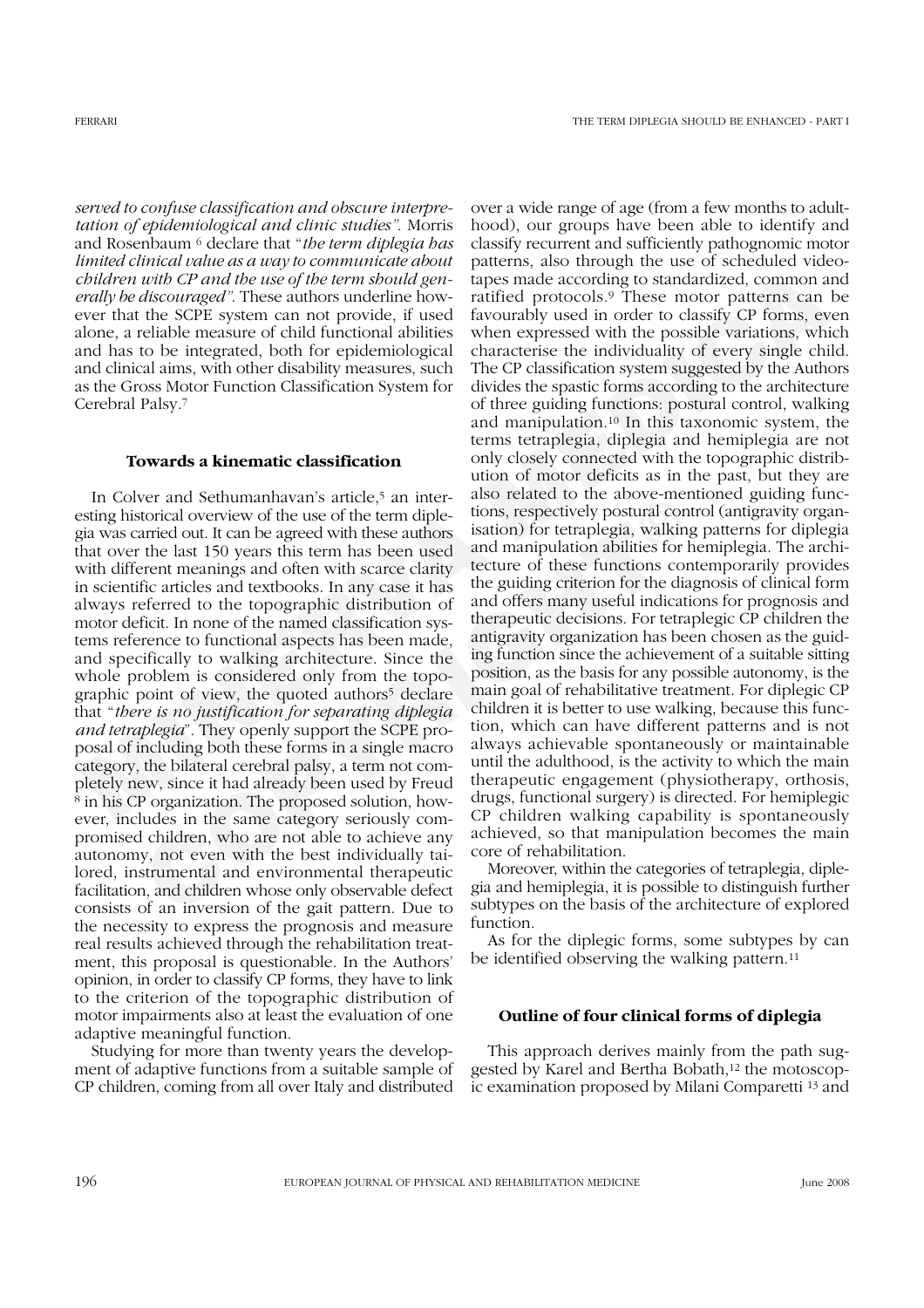*served to confuse classification and obscure interpretation of epidemiological and clinic studies".* Morris and Rosenbaum [6] declare that "*the term diplegia has limited clinical value as a way to communicate about children with CP and the use of the term should generally be discouraged".* These authors underline however that the SCPE system can not provide, if used alone, a reliable measure of child functional abilities and has to be integrated, both for epidemiological and clinical aims, with other disability measures, such as the Gross Motor Function Classification System for Cerebral Palsy.[7]

## Towards a kinematic classification

In Colver and Sethumanhavan's article,[5] an interesting historical overview of the use of the term diplegia was carried out. It can be agreed with these authors that over the last 150 years this term has been used with different meanings and often with scarce clarity in scientific articles and textbooks. In any case it has always referred to the topographic distribution of motor deficit. In none of the named classification systems reference to functional aspects has been made, and specifically to walking architecture. Since the whole problem is considered only from the topographic point of view, the quoted authors[5] declare that "*there is no justification for separating diplegia and tetraplegia*". They openly support the SCPE proposal of including both these forms in a single macro category, the bilateral cerebral palsy, a term not completely new, since it had already been used by Freud [8] in his CP organization. The proposed solution, however, includes in the same category seriously compromised children, who are not able to achieve any autonomy, not even with the best individually tailored, instrumental and environmental therapeutic facilitation, and children whose only observable defect consists of an inversion of the gait pattern. Due to the necessity to express the prognosis and measure real results achieved through the rehabilitation treatment, this proposal is questionable. In the Authors' opinion, in order to classify CP forms, they have to link to the criterion of the topographic distribution of motor impairments also at least the evaluation of one adaptive meaningful function.

Studying for more than twenty years the development of adaptive functions from a suitable sample of CP children, coming from all over Italy and distributed over a wide range of age (from a few months to adulthood), our groups have been able to identify and classify recurrent and sufficiently pathognomic motor patterns, also through the use of scheduled videotapes made according to standardized, common and ratified protocols.[9] These motor patterns can be favourably used in order to classify CP forms, even when expressed with the possible variations, which characterise the individuality of every single child. The CP classification system suggested by the Authors divides the spastic forms according to the architecture of three guiding functions: postural control, walking and manipulation.[10] In this taxonomic system, the terms tetraplegia, diplegia and hemiplegia are not only closely connected with the topographic distribution of motor deficits as in the past, but they are also related to the above-mentioned guiding functions, respectively postural control (antigravity organisation) for tetraplegia, walking patterns for diplegia and manipulation abilities for hemiplegia. The architecture of these functions contemporarily provides the guiding criterion for the diagnosis of clinical form and offers many useful indications for prognosis and therapeutic decisions. For tetraplegic CP children the antigravity organization has been chosen as the guiding function since the achievement of a suitable sitting position, as the basis for any possible autonomy, is the main goal of rehabilitative treatment. For diplegic CP children it is better to use walking, because this function, which can have different patterns and is not always achievable spontaneously or maintainable until the adulthood, is the activity to which the main therapeutic engagement (physiotherapy, orthosis, drugs, functional surgery) is directed. For hemiplegic CP children walking capability is spontaneously achieved, so that manipulation becomes the main core of rehabilitation.

Moreover, within the categories of tetraplegia, diplegia and hemiplegia, it is possible to distinguish further subtypes on the basis of the architecture of explored function.

As for the diplegic forms, some subtypes by can be identified observing the walking pattern.[11]

## Outline of four clinical forms of diplegia

This approach derives mainly from the path suggested by Karel and Bertha Bobath,[12] the motoscopic examination proposed by Milani Comparetti [13] and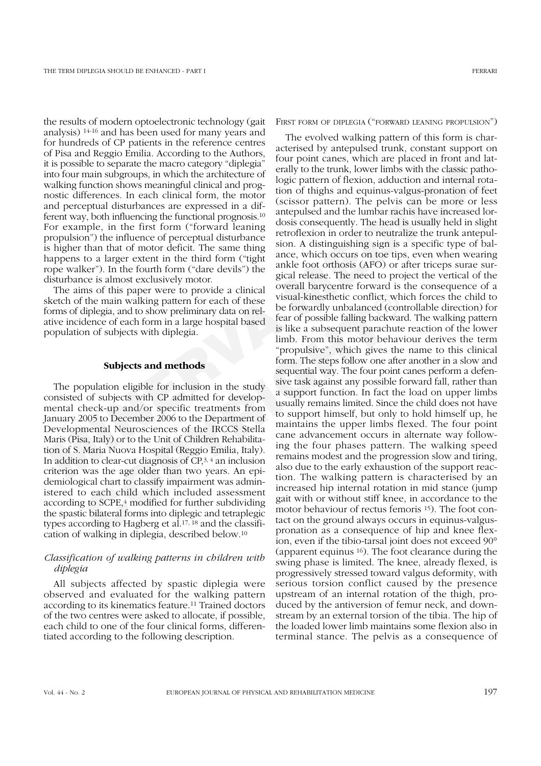the results of modern optoelectronic technology (gait analysis) [14-16] and has been used for many years and for hundreds of CP patients in the reference centres of Pisa and Reggio Emilia. According to the Authors, it is possible to separate the macro category "diplegia" into four main subgroups, in which the architecture of walking function shows meaningful clinical and prognostic differences. In each clinical form, the motor and perceptual disturbances are expressed in a different way, both influencing the functional prognosis.[10] For example, in the first form ("forward leaning propulsion") the influence of perceptual disturbance is higher than that of motor deficit. The same thing happens to a larger extent in the third form ("tight rope walker"). In the fourth form ("dare devils") the disturbance is almost exclusively motor.

The aims of this paper were to provide a clinical sketch of the main walking pattern for each of these forms of diplegia, and to show preliminary data on relative incidence of each form in a large hospital based population of subjects with diplegia.

## Subjects and methods

The population eligible for inclusion in the study consisted of subjects with CP admitted for developmental check-up and/or specific treatments from January 2005 to December 2006 to the Department of Developmental Neurosciences of the IRCCS Stella Maris (Pisa, Italy) or to the Unit of Children Rehabilitation of S. Maria Nuova Hospital (Reggio Emilia, Italy). In addition to clear-cut diagnosis of CP,[3, 4] an inclusion criterion was the age older than two years. An epidemiological chart to classify impairment was administered to each child which included assessment according to SCPE,[4] modified for further subdividing the spastic bilateral forms into diplegic and tetraplegic types according to Hagberg et al.[17, 18] and the classification of walking in diplegia, described below.[10]

### *Classification of walking patterns in children with diplegia*

All subjects affected by spastic diplegia were observed and evaluated for the walking pattern according to its kinematics feature.[11] Trained doctors of the two centres were asked to allocate, if possible, each child to one of the four clinical forms, differentiated according to the following description.

#### First form of diplegia ("forward leaning propulsion")

The evolved walking pattern of this form is characterised by antepulsed trunk, constant support on four point canes, which are placed in front and laterally to the trunk, lower limbs with the classic pathologic pattern of flexion, adduction and internal rotation of thighs and equinus-valgus-pronation of feet (scissor pattern). The pelvis can be more or less antepulsed and the lumbar rachis have increased lordosis consequently. The head is usually held in slight retroflexion in order to neutralize the trunk antepulsion. A distinguishing sign is a specific type of balance, which occurs on toe tips, even when wearing ankle foot orthosis (AFO) or after triceps surae surgical release. The need to project the vertical of the overall barycentre forward is the consequence of a visual-kinesthetic conflict, which forces the child to be forwardly unbalanced (controllable direction) for fear of possible falling backward. The walking pattern is like a subsequent parachute reaction of the lower limb. From this motor behaviour derives the term "propulsive", which gives the name to this clinical form. The steps follow one after another in a slow and sequential way. The four point canes perform a defensive task against any possible forward fall, rather than a support function. In fact the load on upper limbs usually remains limited. Since the child does not have to support himself, but only to hold himself up, he maintains the upper limbs flexed. The four point cane advancement occurs in alternate way following the four phases pattern. The walking speed remains modest and the progression slow and tiring, also due to the early exhaustion of the support reaction. The walking pattern is characterised by an increased hip internal rotation in mid stance (jump gait with or without stiff knee, in accordance to the motor behaviour of rectus femoris [15]). The foot contact on the ground always occurs in equinus-valgus-pronation as a consequence of hip and knee flexion, even if the tibio-tarsal joint does not exceed 90° (apparent equinus [16]). The foot clearance during the swing phase is limited. The knee, already flexed, is progressively stressed toward valgus deformity, with serious torsion conflict caused by the presence upstream of an internal rotation of the thigh, produced by the antiversion of femur neck, and downstream by an external torsion of the tibia. The hip of the loaded lower limb maintains some flexion also in terminal stance. The pelvis as a consequence of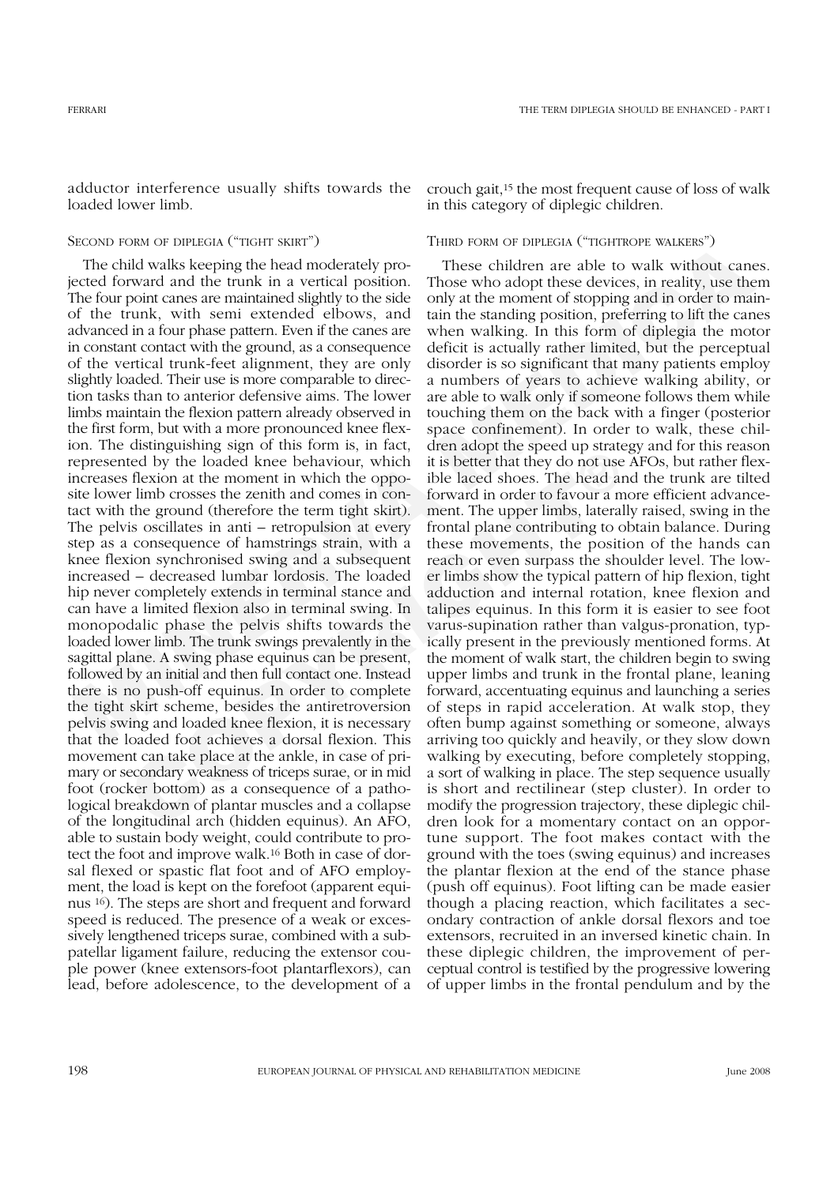adductor interference usually shifts towards the loaded lower limb.

### Second form of diplegia ("tight skirt")

The child walks keeping the head moderately projected forward and the trunk in a vertical position. The four point canes are maintained slightly to the side of the trunk, with semi extended elbows, and advanced in a four phase pattern. Even if the canes are in constant contact with the ground, as a consequence of the vertical trunk-feet alignment, they are only slightly loaded. Their use is more comparable to direction tasks than to anterior defensive aims. The lower limbs maintain the flexion pattern already observed in the first form, but with a more pronounced knee flexion. The distinguishing sign of this form is, in fact, represented by the loaded knee behaviour, which increases flexion at the moment in which the opposite lower limb crosses the zenith and comes in contact with the ground (therefore the term tight skirt). The pelvis oscillates in anti – retropulsion at every step as a consequence of hamstrings strain, with a knee flexion synchronised swing and a subsequent increased – decreased lumbar lordosis. The loaded hip never completely extends in terminal stance and can have a limited flexion also in terminal swing. In monopodalic phase the pelvis shifts towards the loaded lower limb. The trunk swings prevalently in the sagittal plane. A swing phase equinus can be present, followed by an initial and then full contact one. Instead there is no push-off equinus. In order to complete the tight skirt scheme, besides the antiretroversion pelvis swing and loaded knee flexion, it is necessary that the loaded foot achieves a dorsal flexion. This movement can take place at the ankle, in case of primary or secondary weakness of triceps surae, or in mid foot (rocker bottom) as a consequence of a pathological breakdown of plantar muscles and a collapse of the longitudinal arch (hidden equinus). An AFO, able to sustain body weight, could contribute to protect the foot and improve walk.[16] Both in case of dorsal flexed or spastic flat foot and of AFO employment, the load is kept on the forefoot (apparent equinus [16]). The steps are short and frequent and forward speed is reduced. The presence of a weak or excessively lengthened triceps surae, combined with a subpatellar ligament failure, reducing the extensor couple power (knee extensors-foot plantarflexors), can lead, before adolescence, to the development of a crouch gait,[15] the most frequent cause of loss of walk in this category of diplegic children.

### Third form of diplegia ("tightrope walkers")

These children are able to walk without canes. Those who adopt these devices, in reality, use them only at the moment of stopping and in order to maintain the standing position, preferring to lift the canes when walking. In this form of diplegia the motor deficit is actually rather limited, but the perceptual disorder is so significant that many patients employ a numbers of years to achieve walking ability, or are able to walk only if someone follows them while touching them on the back with a finger (posterior space confinement). In order to walk, these children adopt the speed up strategy and for this reason it is better that they do not use AFOs, but rather flexible laced shoes. The head and the trunk are tilted forward in order to favour a more efficient advancement. The upper limbs, laterally raised, swing in the frontal plane contributing to obtain balance. During these movements, the position of the hands can reach or even surpass the shoulder level. The lower limbs show the typical pattern of hip flexion, tight adduction and internal rotation, knee flexion and talipes equinus. In this form it is easier to see foot varus-supination rather than valgus-pronation, typically present in the previously mentioned forms. At the moment of walk start, the children begin to swing upper limbs and trunk in the frontal plane, leaning forward, accentuating equinus and launching a series of steps in rapid acceleration. At walk stop, they often bump against something or someone, always arriving too quickly and heavily, or they slow down walking by executing, before completely stopping, a sort of walking in place. The step sequence usually is short and rectilinear (step cluster). In order to modify the progression trajectory, these diplegic children look for a momentary contact on an opportune support. The foot makes contact with the ground with the toes (swing equinus) and increases the plantar flexion at the end of the stance phase (push off equinus). Foot lifting can be made easier though a placing reaction, which facilitates a secondary contraction of ankle dorsal flexors and toe extensors, recruited in an inversed kinetic chain. In these diplegic children, the improvement of perceptual control is testified by the progressive lowering of upper limbs in the frontal pendulum and by the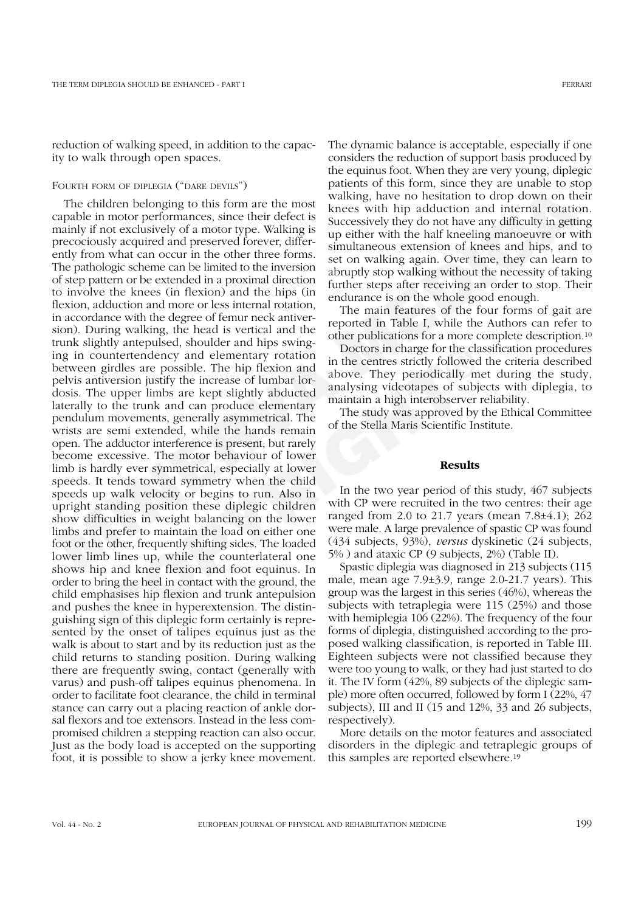reduction of walking speed, in addition to the capacity to walk through open spaces.

### Fourth form of diplegia ("dare devils")

The children belonging to this form are the most capable in motor performances, since their defect is mainly if not exclusively of a motor type. Walking is precociously acquired and preserved forever, differently from what can occur in the other three forms. The pathologic scheme can be limited to the inversion of step pattern or be extended in a proximal direction to involve the knees (in flexion) and the hips (in flexion, adduction and more or less internal rotation, in accordance with the degree of femur neck antiversion). During walking, the head is vertical and the trunk slightly antepulsed, shoulder and hips swinging in countertendency and elementary rotation between girdles are possible. The hip flexion and pelvis antiversion justify the increase of lumbar lordosis. The upper limbs are kept slightly abducted laterally to the trunk and can produce elementary pendulum movements, generally asymmetrical. The wrists are semi extended, while the hands remain open. The adductor interference is present, but rarely become excessive. The motor behaviour of lower limb is hardly ever symmetrical, especially at lower speeds. It tends toward symmetry when the child speeds up walk velocity or begins to run. Also in upright standing position these diplegic children show difficulties in weight balancing on the lower limbs and prefer to maintain the load on either one foot or the other, frequently shifting sides. The loaded lower limb lines up, while the counterlateral one shows hip and knee flexion and foot equinus. In order to bring the heel in contact with the ground, the child emphasises hip flexion and trunk antepulsion and pushes the knee in hyperextension. The distinguishing sign of this diplegic form certainly is represented by the onset of talipes equinus just as the walk is about to start and by its reduction just as the child returns to standing position. During walking there are frequently swing, contact (generally with varus) and push-off talipes equinus phenomena. In order to facilitate foot clearance, the child in terminal stance can carry out a placing reaction of ankle dorsal flexors and toe extensors. Instead in the less compromised children a stepping reaction can also occur. Just as the body load is accepted on the supporting foot, it is possible to show a jerky knee movement. The dynamic balance is acceptable, especially if one considers the reduction of support basis produced by the equinus foot. When they are very young, diplegic patients of this form, since they are unable to stop walking, have no hesitation to drop down on their knees with hip adduction and internal rotation. Successively they do not have any difficulty in getting up either with the half kneeling manoeuvre or with simultaneous extension of knees and hips, and to set on walking again. Over time, they can learn to abruptly stop walking without the necessity of taking further steps after receiving an order to stop. Their endurance is on the whole good enough.

The main features of the four forms of gait are reported in Table I, while the Authors can refer to other publications for a more complete description.[10]

Doctors in charge for the classification procedures in the centres strictly followed the criteria described above. They periodically met during the study, analysing videotapes of subjects with diplegia, to maintain a high interobserver reliability.

The study was approved by the Ethical Committee of the Stella Maris Scientific Institute.

## Results

In the two year period of this study, 467 subjects with CP were recruited in the two centres: their age ranged from 2.0 to 21.7 years (mean 7.8±4.1); 262 were male. A large prevalence of spastic CP was found (434 subjects, 93%), *versus* dyskinetic (24 subjects, 5%) and ataxic CP (9 subjects, 2%) (Table II).

Spastic diplegia was diagnosed in 213 subjects (115 male, mean age 7.9±3.9, range 2.0-21.7 years). This group was the largest in this series (46%), whereas the subjects with tetraplegia were 115 (25%) and those with hemiplegia 106 (22%). The frequency of the four forms of diplegia, distinguished according to the proposed walking classification, is reported in Table III. Eighteen subjects were not classified because they were too young to walk, or they had just started to do it. The IV form (42%, 89 subjects of the diplegic sample) more often occurred, followed by form I (22%, 47 subjects), III and II (15 and 12%, 33 and 26 subjects, respectively).

More details on the motor features and associated disorders in the diplegic and tetraplegic groups of this samples are reported elsewhere.[19]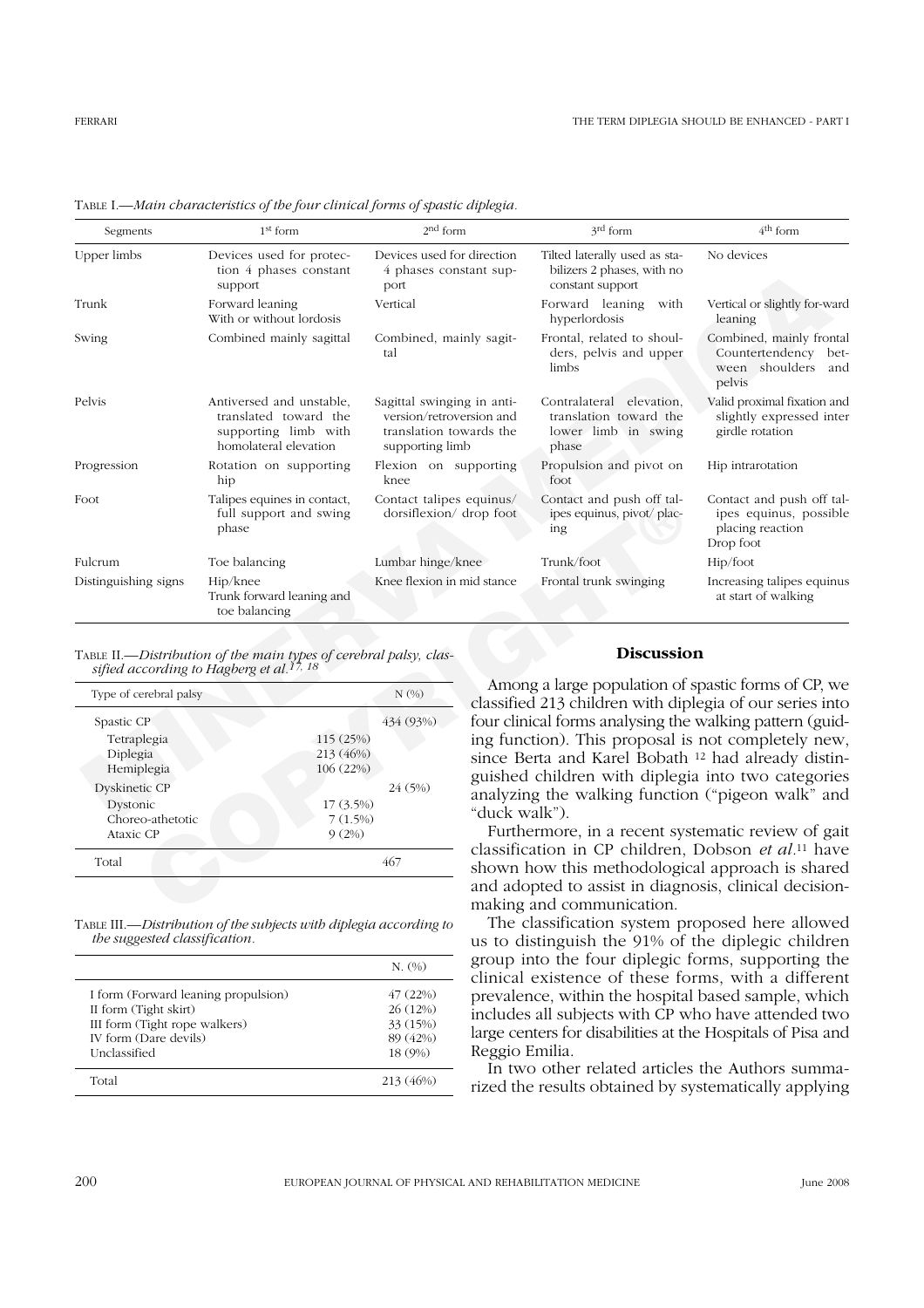TABLE I.—*Main characteristics of the four clinical forms of spastic diplegia.*

| Segments | 1st form | 2nd form | 3rd form | 4th form |
|---|---|---|---|---|
| Upper limbs | Devices used for protection 4 phases constant support | Devices used for direction 4 phases constant support | Tilted laterally used as stabilizers 2 phases, with no constant support | No devices |
| Trunk | Forward leaning With or without lordosis | Vertical | Forward leaning with hyperlordosis | Vertical or slightly for-ward leaning |
| Swing | Combined mainly sagittal | Combined, mainly sagittal | Frontal, related to shoulders, pelvis and upper limbs | Combined, mainly frontal Countertendency between shoulders and pelvis |
| Pelvis | Antiversed and unstable, translated toward the supporting limb with homolateral elevation | Sagittal swinging in antiversion/retroversion and translation towards the supporting limb | Contralateral elevation, translation toward the lower limb in swing phase | Valid proximal fixation and slightly expressed inter girdle rotation |
| Progression | Rotation on supporting hip | Flexion on supporting knee | Propulsion and pivot on foot | Hip intrarotation |
| Foot | Talipes equines in contact, full support and swing phase | Contact talipes equinus/ dorsiflexion/ drop foot | Contact and push off talipes equinus, pivot/ placing | Contact and push off talipes equinus, possible placing reaction Drop foot |
| Fulcrum | Toe balancing | Lumbar hinge/knee | Trunk/foot | Hip/foot |
| Distinguishing signs | Hip/knee Trunk forward leaning and toe balancing | Knee flexion in mid stance | Frontal trunk swinging | Increasing talipes equinus at start of walking |

TABLE II.—*Distribution of the main types of cerebral palsy, classified according to Hagberg et al.*[17, 18]

| Type of cerebral palsy | | N (%) |
|---|---|---|
| Spastic CP | | 434 (93%) |
| Tetraplegia | 115 (25%) | |
| Diplegia | 213 (46%) | |
| Hemiplegia | 106 (22%) | |
| Dyskinetic CP | | 24 (5%) |
| Dystonic | 17 (3.5%) | |
| Choreo-athetotic | 7 (1.5%) | |
| Ataxic CP | 9 (2%) | |
| Total | | 467 |

TABLE III.—*Distribution of the subjects with diplegia according to the suggested classification.*

| | N. (%) |
|---|---|
| I form (Forward leaning propulsion) | 47 (22%) |
| II form (Tight skirt) | 26 (12%) |
| III form (Tight rope walkers) | 33 (15%) |
| IV form (Dare devils) | 89 (42%) |
| Unclassified | 18 (9%) |
| Total | 213 (46%) |

## Discussion

Among a large population of spastic forms of CP, we classified 213 children with diplegia of our series into four clinical forms analysing the walking pattern (guiding function). This proposal is not completely new, since Berta and Karel Bobath [12] had already distinguished children with diplegia into two categories analyzing the walking function ("pigeon walk" and "duck walk").

Furthermore, in a recent systematic review of gait classification in CP children, Dobson *et al*.[11] have shown how this methodological approach is shared and adopted to assist in diagnosis, clinical decision-making and communication.

The classification system proposed here allowed us to distinguish the 91% of the diplegic children group into the four diplegic forms, supporting the clinical existence of these forms, with a different prevalence, within the hospital based sample, which includes all subjects with CP who have attended two large centers for disabilities at the Hospitals of Pisa and Reggio Emilia.

In two other related articles the Authors summarized the results obtained by systematically applying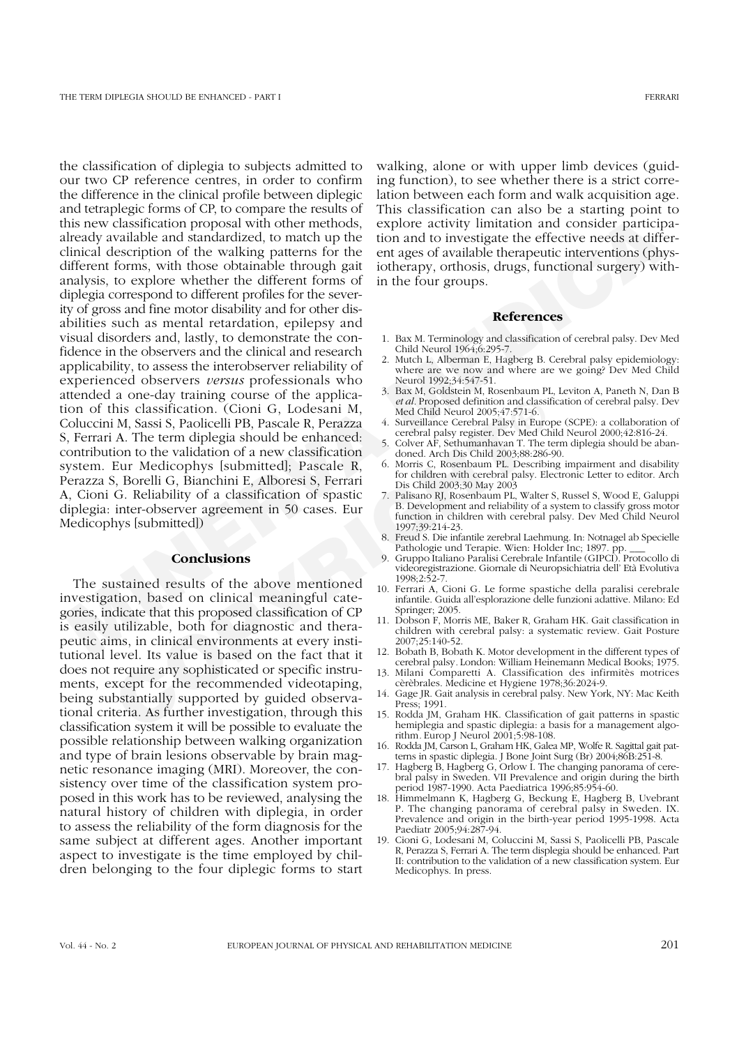the classification of diplegia to subjects admitted to our two CP reference centres, in order to confirm the difference in the clinical profile between diplegic and tetraplegic forms of CP, to compare the results of this new classification proposal with other methods, already available and standardized, to match up the clinical description of the walking patterns for the different forms, with those obtainable through gait analysis, to explore whether the different forms of diplegia correspond to different profiles for the severity of gross and fine motor disability and for other disabilities such as mental retardation, epilepsy and visual disorders and, lastly, to demonstrate the confidence in the observers and the clinical and research applicability, to assess the interobserver reliability of experienced observers *versus* professionals who attended a one-day training course of the application of this classification. (Cioni G, Lodesani M, Coluccini M, Sassi S, Paolicelli PB, Pascale R, Perazza S, Ferrari A. The term diplegia should be enhanced: contribution to the validation of a new classification system. Eur Medicophys [submitted]; Pascale R, Perazza S, Borelli G, Bianchini E, Alboresi S, Ferrari A, Cioni G. Reliability of a classification of spastic diplegia: inter-observer agreement in 50 cases. Eur Medicophys [submitted])

## Conclusions

The sustained results of the above mentioned investigation, based on clinical meaningful categories, indicate that this proposed classification of CP is easily utilizable, both for diagnostic and therapeutic aims, in clinical environments at every institutional level. Its value is based on the fact that it does not require any sophisticated or specific instruments, except for the recommended videotaping, being substantially supported by guided observational criteria. As further investigation, through this classification system it will be possible to evaluate the possible relationship between walking organization and type of brain lesions observable by brain magnetic resonance imaging (MRI). Moreover, the consistency over time of the classification system proposed in this work has to be reviewed, analysing the natural history of children with diplegia, in order to assess the reliability of the form diagnosis for the same subject at different ages. Another important aspect to investigate is the time employed by children belonging to the four diplegic forms to start walking, alone or with upper limb devices (guiding function), to see whether there is a strict correlation between each form and walk acquisition age. This classification can also be a starting point to explore activity limitation and consider participation and to investigate the effective needs at different ages of available therapeutic interventions (physiotherapy, orthosis, drugs, functional surgery) within the four groups.

## References

1. Bax M. Terminology and classification of cerebral palsy. Dev Med Child Neurol 1964;6:295-7.
2. Mutch L, Alberman E, Hagberg B. Cerebral palsy epidemiology: where are we now and where are we going? Dev Med Child Neurol 1992;34:547-51.
3. Bax M, Goldstein M, Rosenbaum PL, Leviton A, Paneth N, Dan B *et al*. Proposed definition and classification of cerebral palsy. Dev Med Child Neurol 2005;47:571-6.
4. Surveillance Cerebral Palsy in Europe (SCPE): a collaboration of cerebral palsy register. Dev Med Child Neurol 2000;42:816-24.
5. Colver AF, Sethumanhavan T. The term diplegia should be abandoned. Arch Dis Child 2003;88:286-90.
6. Morris C, Rosenbaum PL. Describing impairment and disability for children with cerebral palsy. Electronic Letter to editor. Arch Dis Child 2003;30 May 2003
7. Palisano RJ, Rosenbaum PL, Walter S, Russel S, Wood E, Galuppi B. Development and reliability of a system to classify gross motor function in children with cerebral palsy. Dev Med Child Neurol 1997;39:214-23.
8. Freud S. Die infantile zerebral Laehmung. In: Notnagel ab Specielle Pathologie und Terapie. Wien: Holder Inc; 1897. pp. ___
9. Gruppo Italiano Paralisi Cerebrale Infantile (GIPCI). Protocollo di videoregistrazione. Giornale di Neuropsichiatria dell' Età Evolutiva 1998;2:52-7.
10. Ferrari A, Cioni G. Le forme spastiche della paralisi cerebrale infantile. Guida all'esplorazione delle funzioni adattive. Milano: Ed Springer; 2005.
11. Dobson F, Morris ME, Baker R, Graham HK. Gait classification in children with cerebral palsy: a systematic review. Gait Posture 2007;25:140-52.
12. Bobath B, Bobath K. Motor development in the different types of cerebral palsy. London: William Heinemann Medical Books; 1975.
13. Milani Comparetti A. Classification des infirmitès motrices cèrèbrales. Medicine et Hygiene 1978;36:2024-9.
14. Gage JR. Gait analysis in cerebral palsy. New York, NY: Mac Keith Press; 1991.
15. Rodda JM, Graham HK. Classification of gait patterns in spastic hemiplegia and spastic diplegia: a basis for a management algorithm. Europ J Neurol 2001;5:98-108.
16. Rodda JM, Carson L, Graham HK, Galea MP, Wolfe R. Sagittal gait patterns in spastic diplegia. J Bone Joint Surg (Br) 2004;86B:251-8.
17. Hagberg B, Hagberg G, Orlow I. The changing panorama of cerebral palsy in Sweden. VII Prevalence and origin during the birth period 1987-1990. Acta Paediatrica 1996;85:954-60.
18. Himmelmann K, Hagberg G, Beckung E, Hagberg B, Uvebrant P. The changing panorama of cerebral palsy in Sweden. IX. Prevalence and origin in the birth-year period 1995-1998. Acta Paediatr 2005;94:287-94.
19. Cioni G, Lodesani M, Coluccini M, Sassi S, Paolicelli PB, Pascale R, Perazza S, Ferrari A. The term displegia should be enhanced. Part II: contribution to the validation of a new classification system. Eur Medicophys. In press.